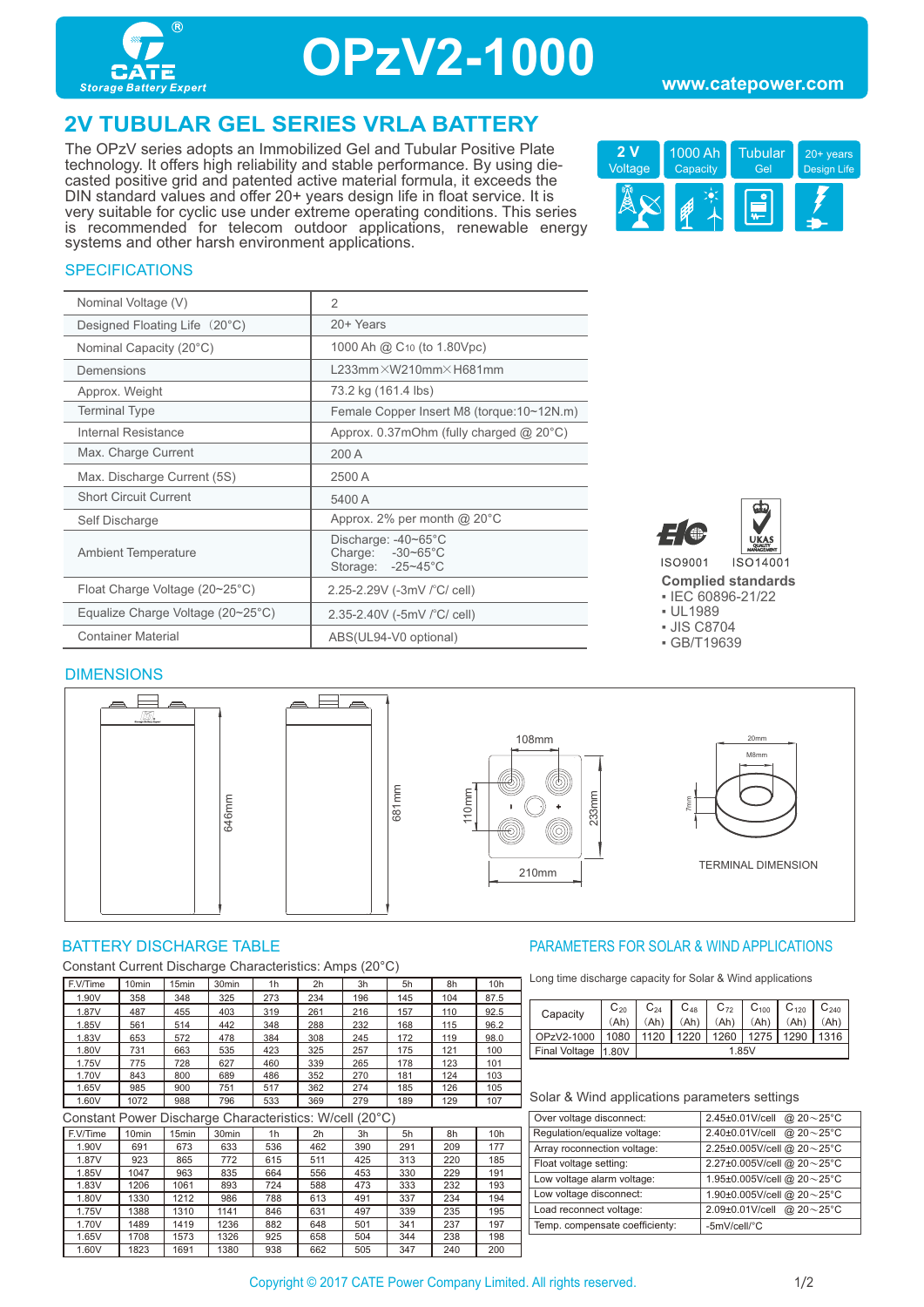# OPzV2-1000

CATE Storage Battery Expert

www.catepower.com

## 2V TUBULAR GEL SERIES VRLA BATTERY

The OPzV series adopts an Immobilized Gel and Tubular Positive Plate technology. It offers high reliability and stable performance. By using die-casted positive grid and patented active material formula, it exceeds the DIN standard values and offer 20+ years design life in float service. It is very suitable for cyclic use under extreme operating conditions. This series is recommended for telecom outdoor applications, renewable energy systems and other harsh environment applications.

2 V Voltage | 1000 Ah Capacity | Tubular Gel | 20+ years Design Life

### SPECIFICATIONS

| | |
|---|---|
| Nominal Voltage (V) | 2 |
| Designed Floating Life（20°C) | 20+ Years |
| Nominal Capacity (20°C) | 1000 Ah @ $C_{10}$ (to 1.80Vpc) |
| Demensions | L233mm×W210mm×H681mm |
| Approx. Weight | 73.2 kg (161.4 lbs) |
| Terminal Type | Female Copper Insert M8 (torque:10~12N.m) |
| Internal Resistance | Approx. 0.37mOhm (fully charged @ 20°C) |
| Max. Charge Current | 200 A |
| Max. Discharge Current (5S) | 2500 A |
| Short Circuit Current | 5400 A |
| Self Discharge | Approx. 2% per month @ 20°C |
| Ambient Temperature | Discharge: -40~65°C<br>Charge: -30~65°C<br>Storage: -25~45°C |
| Float Charge Voltage (20~25°C) | 2.25-2.29V (-3mV /°C/ cell) |
| Equalize Charge Voltage (20~25°C) | 2.35-2.40V (-5mV /°C/ cell) |
| Container Material | ABS(UL94-V0 optional) |

ISO9001 ISO14001

**Complied standards**
- IEC 60896-21/22
- UL1989
- JIS C8704
- GB/T19639

### DIMENSIONS

646mm, 681mm, 108mm, 110mm, 233mm, 210mm, 20mm, M8mm, 7mm

TERMINAL DIMENSION

### BATTERY DISCHARGE TABLE

Constant Current Discharge Characteristics: Amps (20°C)

| F.V/Time | 10min | 15min | 30min | 1h | 2h | 3h | 5h | 8h | 10h |
|---|---|---|---|---|---|---|---|---|---|
| 1.90V | 358 | 348 | 325 | 273 | 234 | 196 | 145 | 104 | 87.5 |
| 1.87V | 487 | 455 | 403 | 319 | 261 | 216 | 157 | 110 | 92.5 |
| 1.85V | 561 | 514 | 442 | 348 | 288 | 232 | 168 | 115 | 96.2 |
| 1.83V | 653 | 572 | 478 | 384 | 308 | 245 | 172 | 119 | 98.0 |
| 1.80V | 731 | 663 | 535 | 423 | 325 | 257 | 175 | 121 | 100 |
| 1.75V | 775 | 728 | 627 | 460 | 339 | 265 | 178 | 123 | 101 |
| 1.70V | 843 | 800 | 689 | 486 | 352 | 270 | 181 | 124 | 103 |
| 1.65V | 985 | 900 | 751 | 517 | 362 | 274 | 185 | 126 | 105 |
| 1.60V | 1072 | 988 | 796 | 533 | 369 | 279 | 189 | 129 | 107 |

Constant Power Discharge Characteristics: W/cell (20°C)

| F.V/Time | 10min | 15min | 30min | 1h | 2h | 3h | 5h | 8h | 10h |
|---|---|---|---|---|---|---|---|---|---|
| 1.90V | 691 | 673 | 633 | 536 | 462 | 390 | 291 | 209 | 177 |
| 1.87V | 923 | 865 | 772 | 615 | 511 | 425 | 313 | 220 | 185 |
| 1.85V | 1047 | 963 | 835 | 664 | 556 | 453 | 330 | 229 | 191 |
| 1.83V | 1206 | 1061 | 893 | 724 | 588 | 473 | 333 | 232 | 193 |
| 1.80V | 1330 | 1212 | 986 | 788 | 613 | 491 | 337 | 234 | 194 |
| 1.75V | 1388 | 1310 | 1141 | 846 | 631 | 497 | 339 | 235 | 195 |
| 1.70V | 1489 | 1419 | 1236 | 882 | 648 | 501 | 341 | 237 | 197 |
| 1.65V | 1708 | 1573 | 1326 | 925 | 658 | 504 | 344 | 238 | 198 |
| 1.60V | 1823 | 1691 | 1380 | 938 | 662 | 505 | 347 | 240 | 200 |

### PARAMETERS FOR SOLAR & WIND APPLICATIONS

Long time discharge capacity for Solar & Wind applications

| Capacity | $C_{20}$ (Ah) | $C_{24}$ (Ah) | $C_{48}$ (Ah) | $C_{72}$ (Ah) | $C_{100}$ (Ah) | $C_{120}$ (Ah) | $C_{240}$ (Ah) |
|---|---|---|---|---|---|---|---|
| OPzV2-1000 | 1080 | 1120 | 1220 | 1260 | 1275 | 1290 | 1316 |
| Final Voltage | 1.80V | 1.85V | | | | | |

Solar & Wind applications parameters settings

| | |
|---|---|
| Over voltage disconnect: | 2.45±0.01V/cell @ 20～25°C |
| Regulation/equalize voltage: | 2.40±0.01V/cell @ 20～25°C |
| Array reconnection voltage: | 2.25±0.005V/cell @ 20～25°C |
| Float voltage setting: | 2.27±0.005V/cell @ 20～25°C |
| Low voltage alarm voltage: | 1.95±0.005V/cell @ 20～25°C |
| Low voltage disconnect: | 1.90±0.005V/cell @ 20～25°C |
| Load reconnect voltage: | 2.09±0.01V/cell @ 20～25°C |
| Temp. compensate coefficiency: | -5mV/cell/°C |

Copyright © 2017 CATE Power Company Limited. All rights reserved.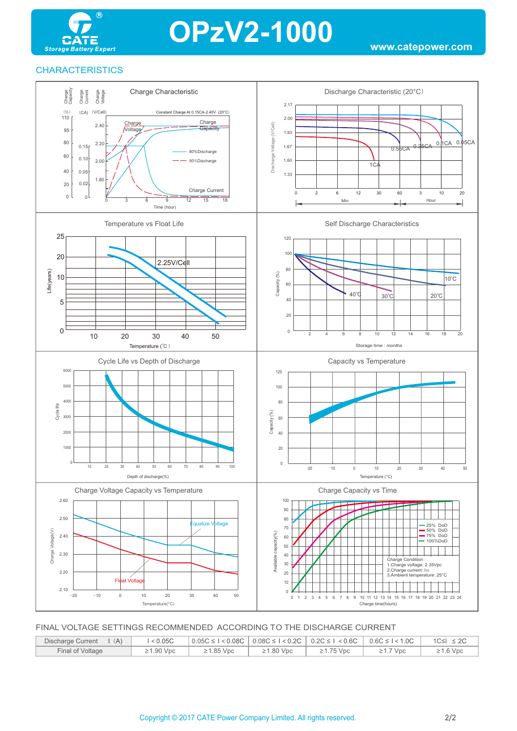# OPzV2-1000

## CHARACTERISTICS

### Charge Characteristic

Charge Capacity (%) | Charge Current (CA) | Charge Voltage (V/Cell)

Constant Charge At 0.15CA-2.40V (20°C)

110, 95, 80, 60, 40, 20, 0

0.15, 0.10, 0.05, 0.02, 0

2.40, 2.20, 2.00, 1.80

Charge Voltage

Charge Capacity

80%Discharge

50%Discharge

Charge Current

0, 3, 6, 9, 12, 15, 18

Time (hour)

### Discharge Characteristic (20°C)

Discharge Voltage (V/Cell)

2.17, 2.00, 1.83, 1.67, 1.60, 1.33

0.55CA, 0.25CA, 0.1CA, 0.05CA, 1CA

0, 2, 6, 12, 30, 60, 3, 10, 20

Min | Hour

### Temperature vs Float Life

Life(years)

25, 20, 10, 5, 0

2.25V/Cell

10, 20, 30, 40, 50

Temperature (°C)

### Self Discharge Characteristics

Capacity (%)

120, 100, 80, 60, 40, 20, 0

40°C, 30°C, 20°C, 10°C

2, 4, 6, 8, 10, 12, 14, 16, 18, 20

Storage time : months

### Cycle Life vs Depth of Discharge

Cycle life

6000, 5000, 4000, 3000, 2000, 1000, 0

10, 20, 30, 40, 50, 60, 70, 80, 90, 100

Depth of discharge(%)

### Capacity vs Temperature

Capacity (%)

120, 100, 80, 60, 40, 20, 0

−20, −10, 0, 10, 20, 30, 40, 50

Temperature (°C)

### Charge Voltage Capacity vs Temperature

Charge Voltage(V)

2.60, 2.50, 2.40, 2.30, 2.20, 2.10

Equalize Voltage

Float Voltage

−20, −10, 0, 10, 20, 30, 40, 50

Temperature(°C)

### Charge Capacity vs Time

Available capacity(%)

100, 90, 80, 70, 60, 50, 40, 30, 20, 10, 0

25% DoD
50% DoD
75% DoD
100%DoD

Charge Condition :
1.Charge voltage: 2.35Vpc
2.Charge current: I10
3.Ambient temperature: 25°C

0 1 2 3 4 5 6 7 8 9 10 11 12 13 14 15 16 17 18 19 20 21 22 23 24

Charge time(hours)

## FINAL VOLTAGE SETTINGS RECOMMENDED ACCORDING TO THE DISCHARGE CURRENT

| Discharge Current I (A) | I < 0.05C | 0.05C ≤ I < 0.08C | 0.08C ≤ I < 0.2C | 0.2C ≤ I < 0.6C | 0.6C ≤ I < 1.0C | 1C≤I ≤ 2C |
|---|---|---|---|---|---|---|
| Final of Voltage | ≥1.90 Vpc | ≥1.85 Vpc | ≥1.80 Vpc | ≥1.75 Vpc | ≥1.7 Vpc | ≥1.6 Vpc |

Copyright © 2017 CATE Power Company Limited. All rights reserved.